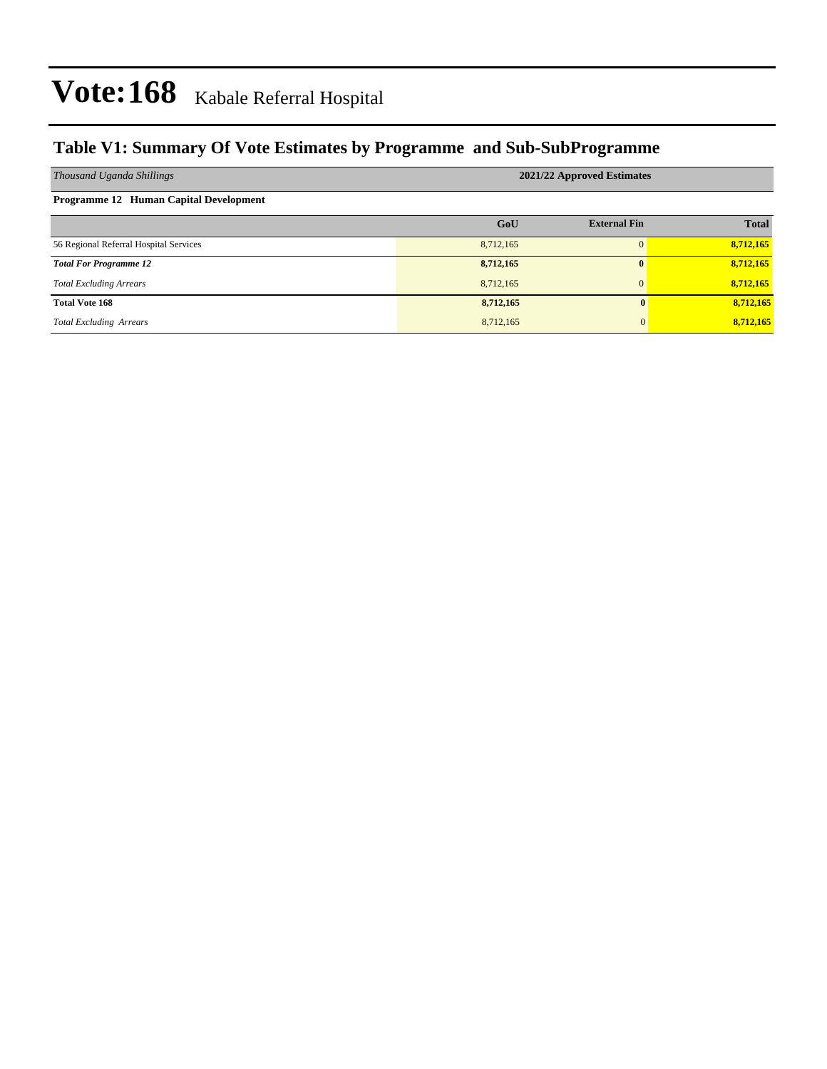# Vote:168 Kabale Referral Hospital

## Table V1: Summary Of Vote Estimates by Programme and Sub-SubProgramme

| *Thousand Uganda Shillings* | 2021/22 Approved Estimates | | |
|---|---|---|---|
| **Programme 12 Human Capital Development** | | | |
| | **GoU** | **External Fin** | **Total** |
| 56 Regional Referral Hospital Services | 8,712,165 | 0 | **8,712,165** |
| ***Total For Programme 12*** | **8,712,165** | **0** | **8,712,165** |
| *Total Excluding Arrears* | 8,712,165 | 0 | **8,712,165** |
| **Total Vote 168** | **8,712,165** | **0** | **8,712,165** |
| *Total Excluding Arrears* | 8,712,165 | 0 | **8,712,165** |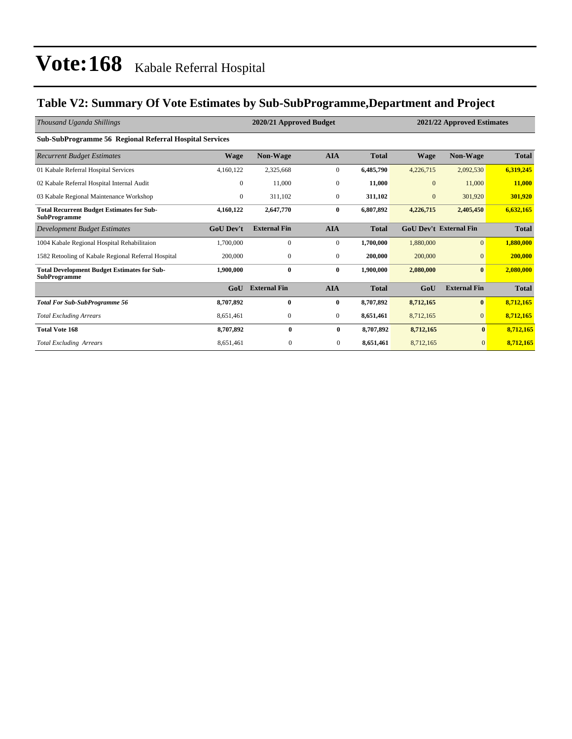# Vote:168 Kabale Referral Hospital

## Table V2: Summary Of Vote Estimates by Sub-SubProgramme,Department and Project

| *Thousand Uganda Shillings* | 2020/21 Approved Budget | | | | 2021/22 Approved Estimates | | |
|---|---|---|---|---|---|---|---|
| **Sub-SubProgramme 56 Regional Referral Hospital Services** | | | | | | | |
| *Recurrent Budget Estimates* | **Wage** | **Non-Wage** | **AIA** | **Total** | **Wage** | **Non-Wage** | **Total** |
| 01 Kabale Referral Hospital Services | 4,160,122 | 2,325,668 | 0 | **6,485,790** | 4,226,715 | 2,092,530 | **6,319,245** |
| 02 Kabale Referral Hospital Internal Audit | 0 | 11,000 | 0 | **11,000** | 0 | 11,000 | **11,000** |
| 03 Kabale Regional Maintenance Workshop | 0 | 311,102 | 0 | **311,102** | 0 | 301,920 | **301,920** |
| **Total Recurrent Budget Estimates for Sub-SubProgramme** | **4,160,122** | **2,647,770** | **0** | **6,807,892** | **4,226,715** | **2,405,450** | **6,632,165** |
| *Development Budget Estimates* | **GoU Dev't** | **External Fin** | **AIA** | **Total** | **GoU Dev't** | **External Fin** | **Total** |
| 1004 Kabale Regional Hospital Rehabilitaion | 1,700,000 | 0 | 0 | **1,700,000** | 1,880,000 | 0 | **1,880,000** |
| 1582 Retooling of Kabale Regional Referral Hospital | 200,000 | 0 | 0 | **200,000** | 200,000 | 0 | **200,000** |
| **Total Development Budget Estimates for Sub-SubProgramme** | **1,900,000** | **0** | **0** | **1,900,000** | **2,080,000** | **0** | **2,080,000** |
| | **GoU** | **External Fin** | **AIA** | **Total** | **GoU** | **External Fin** | **Total** |
| ***Total For Sub-SubProgramme 56*** | **8,707,892** | **0** | **0** | **8,707,892** | **8,712,165** | **0** | **8,712,165** |
| *Total Excluding Arrears* | 8,651,461 | 0 | 0 | **8,651,461** | 8,712,165 | 0 | **8,712,165** |
| **Total Vote 168** | **8,707,892** | **0** | **0** | **8,707,892** | **8,712,165** | **0** | **8,712,165** |
| *Total Excluding Arrears* | 8,651,461 | 0 | 0 | **8,651,461** | 8,712,165 | 0 | **8,712,165** |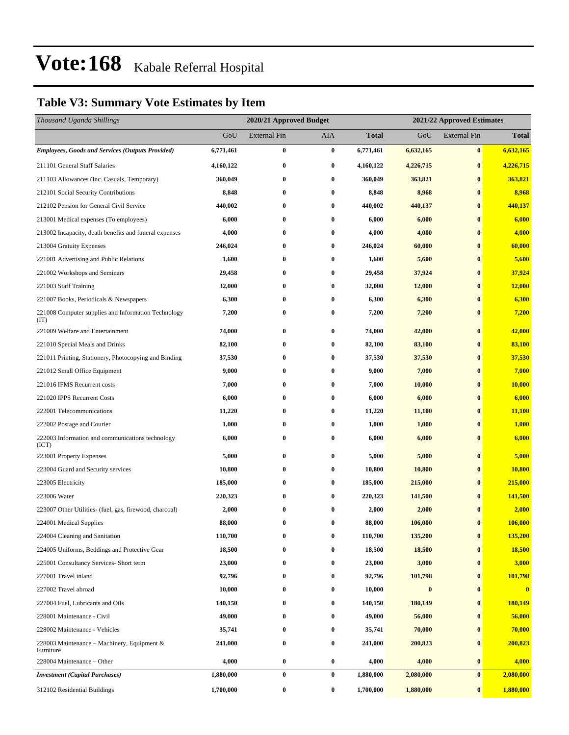# Vote:168 Kabale Referral Hospital

## Table V3: Summary Vote Estimates by Item

| *Thousand Uganda Shillings* | 2020/21 Approved Budget | | | | 2021/22 Approved Estimates | | |
|---|---|---|---|---|---|---|---|
| | GoU | External Fin | AIA | **Total** | GoU | External Fin | **Total** |
| ***Employees, Goods and Services (Outputs Provided)*** | **6,771,461** | **0** | **0** | **6,771,461** | **6,632,165** | **0** | **6,632,165** |
| 211101 General Staff Salaries | **4,160,122** | **0** | **0** | **4,160,122** | **4,226,715** | **0** | **4,226,715** |
| 211103 Allowances (Inc. Casuals, Temporary) | **360,049** | **0** | **0** | **360,049** | **363,821** | **0** | **363,821** |
| 212101 Social Security Contributions | **8,848** | **0** | **0** | **8,848** | **8,968** | **0** | **8,968** |
| 212102 Pension for General Civil Service | **440,002** | **0** | **0** | **440,002** | **440,137** | **0** | **440,137** |
| 213001 Medical expenses (To employees) | **6,000** | **0** | **0** | **6,000** | **6,000** | **0** | **6,000** |
| 213002 Incapacity, death benefits and funeral expenses | **4,000** | **0** | **0** | **4,000** | **4,000** | **0** | **4,000** |
| 213004 Gratuity Expenses | **246,024** | **0** | **0** | **246,024** | **60,000** | **0** | **60,000** |
| 221001 Advertising and Public Relations | **1,600** | **0** | **0** | **1,600** | **5,600** | **0** | **5,600** |
| 221002 Workshops and Seminars | **29,458** | **0** | **0** | **29,458** | **37,924** | **0** | **37,924** |
| 221003 Staff Training | **32,000** | **0** | **0** | **32,000** | **12,000** | **0** | **12,000** |
| 221007 Books, Periodicals & Newspapers | **6,300** | **0** | **0** | **6,300** | **6,300** | **0** | **6,300** |
| 221008 Computer supplies and Information Technology (IT) | **7,200** | **0** | **0** | **7,200** | **7,200** | **0** | **7,200** |
| 221009 Welfare and Entertainment | **74,000** | **0** | **0** | **74,000** | **42,000** | **0** | **42,000** |
| 221010 Special Meals and Drinks | **82,100** | **0** | **0** | **82,100** | **83,100** | **0** | **83,100** |
| 221011 Printing, Stationery, Photocopying and Binding | **37,530** | **0** | **0** | **37,530** | **37,530** | **0** | **37,530** |
| 221012 Small Office Equipment | **9,000** | **0** | **0** | **9,000** | **7,000** | **0** | **7,000** |
| 221016 IFMS Recurrent costs | **7,000** | **0** | **0** | **7,000** | **10,000** | **0** | **10,000** |
| 221020 IPPS Recurrent Costs | **6,000** | **0** | **0** | **6,000** | **6,000** | **0** | **6,000** |
| 222001 Telecommunications | **11,220** | **0** | **0** | **11,220** | **11,100** | **0** | **11,100** |
| 222002 Postage and Courier | **1,000** | **0** | **0** | **1,000** | **1,000** | **0** | **1,000** |
| 222003 Information and communications technology (ICT) | **6,000** | **0** | **0** | **6,000** | **6,000** | **0** | **6,000** |
| 223001 Property Expenses | **5,000** | **0** | **0** | **5,000** | **5,000** | **0** | **5,000** |
| 223004 Guard and Security services | **10,800** | **0** | **0** | **10,800** | **10,800** | **0** | **10,800** |
| 223005 Electricity | **185,000** | **0** | **0** | **185,000** | **215,000** | **0** | **215,000** |
| 223006 Water | **220,323** | **0** | **0** | **220,323** | **141,500** | **0** | **141,500** |
| 223007 Other Utilities- (fuel, gas, firewood, charcoal) | **2,000** | **0** | **0** | **2,000** | **2,000** | **0** | **2,000** |
| 224001 Medical Supplies | **88,000** | **0** | **0** | **88,000** | **106,000** | **0** | **106,000** |
| 224004 Cleaning and Sanitation | **110,700** | **0** | **0** | **110,700** | **135,200** | **0** | **135,200** |
| 224005 Uniforms, Beddings and Protective Gear | **18,500** | **0** | **0** | **18,500** | **18,500** | **0** | **18,500** |
| 225001 Consultancy Services- Short term | **23,000** | **0** | **0** | **23,000** | **3,000** | **0** | **3,000** |
| 227001 Travel inland | **92,796** | **0** | **0** | **92,796** | **101,798** | **0** | **101,798** |
| 227002 Travel abroad | **10,000** | **0** | **0** | **10,000** | **0** | **0** | **0** |
| 227004 Fuel, Lubricants and Oils | **140,150** | **0** | **0** | **140,150** | **180,149** | **0** | **180,149** |
| 228001 Maintenance - Civil | **49,000** | **0** | **0** | **49,000** | **56,000** | **0** | **56,000** |
| 228002 Maintenance - Vehicles | **35,741** | **0** | **0** | **35,741** | **70,000** | **0** | **70,000** |
| 228003 Maintenance – Machinery, Equipment & Furniture | **241,000** | **0** | **0** | **241,000** | **200,823** | **0** | **200,823** |
| 228004 Maintenance – Other | **4,000** | **0** | **0** | **4,000** | **4,000** | **0** | **4,000** |
| ***Investment (Capital Purchases)*** | **1,880,000** | **0** | **0** | **1,880,000** | **2,080,000** | **0** | **2,080,000** |
| 312102 Residential Buildings | **1,700,000** | **0** | **0** | **1,700,000** | **1,880,000** | **0** | **1,880,000** |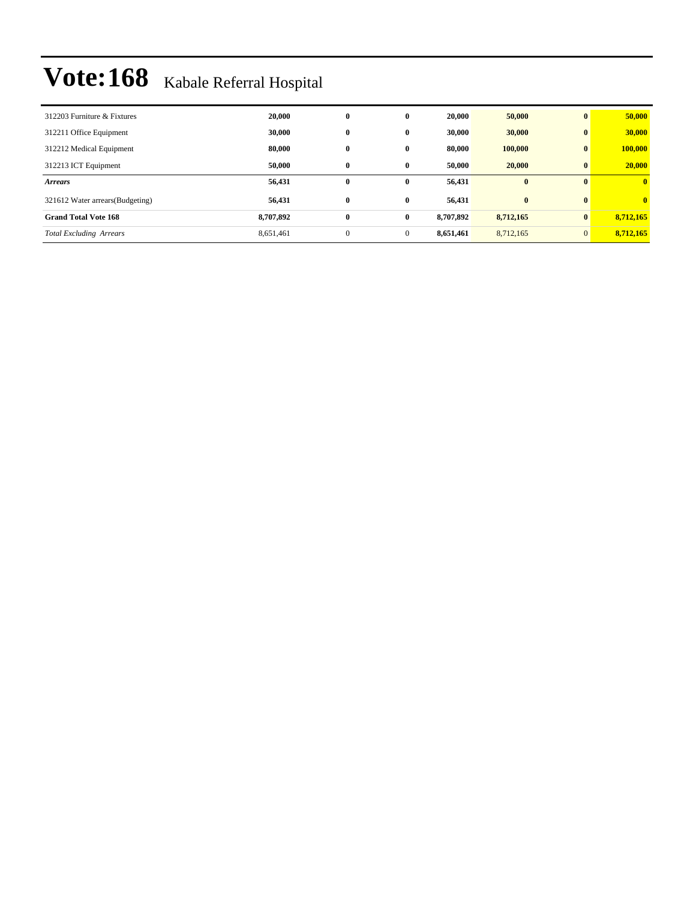# Vote:168 Kabale Referral Hospital

| | | | | | | | |
|---|---|---|---|---|---|---|---|
| 312203 Furniture & Fixtures | **20,000** | **0** | **0** | **20,000** | **50,000** | **0** | **50,000** |
| 312211 Office Equipment | **30,000** | **0** | **0** | **30,000** | **30,000** | **0** | **30,000** |
| 312212 Medical Equipment | **80,000** | **0** | **0** | **80,000** | **100,000** | **0** | **100,000** |
| 312213 ICT Equipment | **50,000** | **0** | **0** | **50,000** | **20,000** | **0** | **20,000** |
| ***Arrears*** | **56,431** | **0** | **0** | **56,431** | **0** | **0** | **0** |
| 321612 Water arrears(Budgeting) | **56,431** | **0** | **0** | **56,431** | **0** | **0** | **0** |
| **Grand Total Vote 168** | **8,707,892** | **0** | **0** | **8,707,892** | **8,712,165** | **0** | **8,712,165** |
| *Total Excluding Arrears* | 8,651,461 | 0 | 0 | **8,651,461** | 8,712,165 | 0 | **8,712,165** |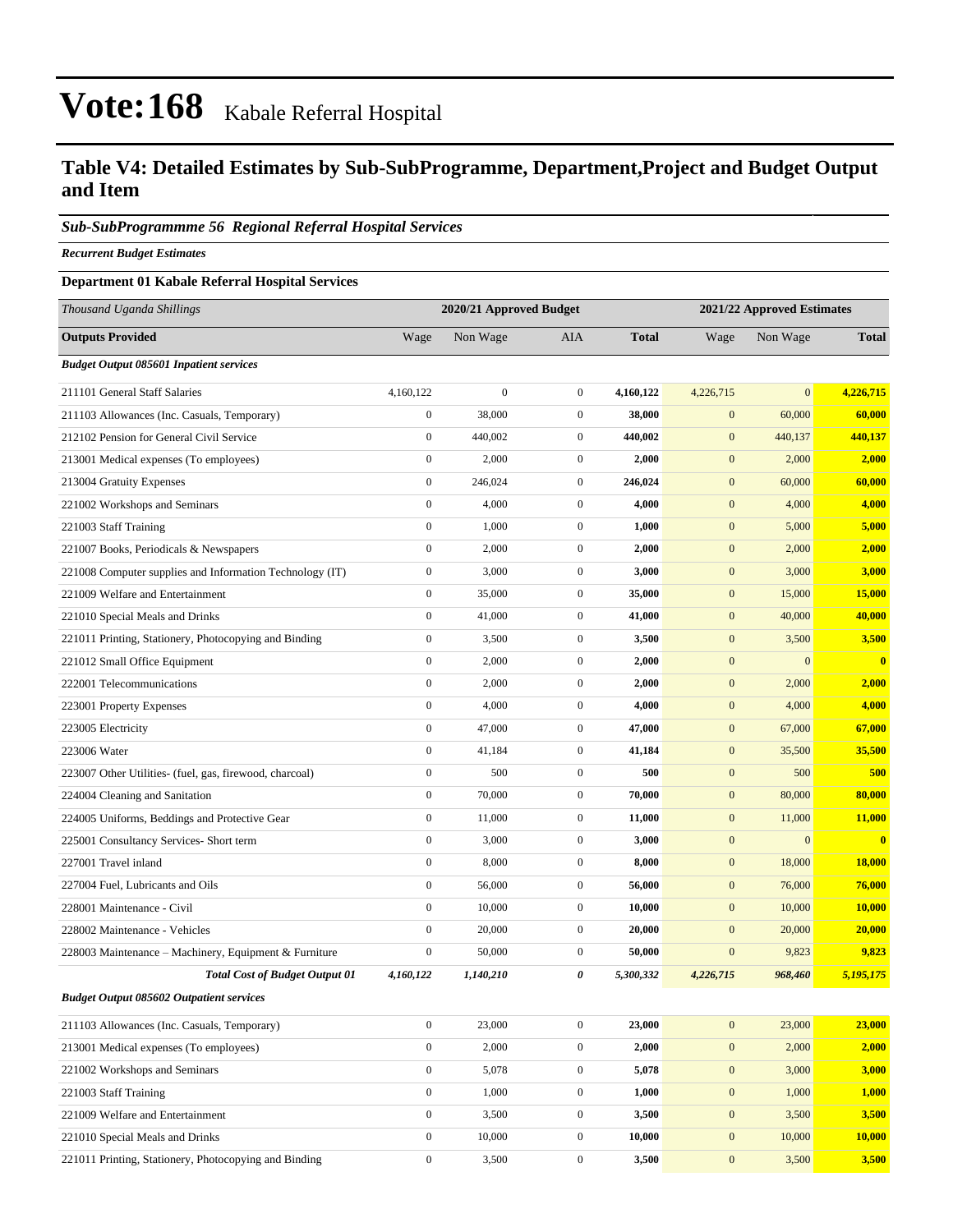# Vote:168 Kabale Referral Hospital

## Table V4: Detailed Estimates by Sub-SubProgramme, Department,Project and Budget Output and Item

### *Sub-SubProgrammme 56 Regional Referral Hospital Services*

***Recurrent Budget Estimates***

**Department 01 Kabale Referral Hospital Services**

| *Thousand Uganda Shillings* | 2020/21 Approved Budget | | | | 2021/22 Approved Estimates | | |
|---|---|---|---|---|---|---|---|
| **Outputs Provided** | Wage | Non Wage | AIA | **Total** | Wage | Non Wage | **Total** |
| ***Budget Output 085601 Inpatient services*** | | | | | | | |
| 211101 General Staff Salaries | 4,160,122 | 0 | 0 | **4,160,122** | 4,226,715 | 0 | **4,226,715** |
| 211103 Allowances (Inc. Casuals, Temporary) | 0 | 38,000 | 0 | **38,000** | 0 | 60,000 | **60,000** |
| 212102 Pension for General Civil Service | 0 | 440,002 | 0 | **440,002** | 0 | 440,137 | **440,137** |
| 213001 Medical expenses (To employees) | 0 | 2,000 | 0 | **2,000** | 0 | 2,000 | **2,000** |
| 213004 Gratuity Expenses | 0 | 246,024 | 0 | **246,024** | 0 | 60,000 | **60,000** |
| 221002 Workshops and Seminars | 0 | 4,000 | 0 | **4,000** | 0 | 4,000 | **4,000** |
| 221003 Staff Training | 0 | 1,000 | 0 | **1,000** | 0 | 5,000 | **5,000** |
| 221007 Books, Periodicals & Newspapers | 0 | 2,000 | 0 | **2,000** | 0 | 2,000 | **2,000** |
| 221008 Computer supplies and Information Technology (IT) | 0 | 3,000 | 0 | **3,000** | 0 | 3,000 | **3,000** |
| 221009 Welfare and Entertainment | 0 | 35,000 | 0 | **35,000** | 0 | 15,000 | **15,000** |
| 221010 Special Meals and Drinks | 0 | 41,000 | 0 | **41,000** | 0 | 40,000 | **40,000** |
| 221011 Printing, Stationery, Photocopying and Binding | 0 | 3,500 | 0 | **3,500** | 0 | 3,500 | **3,500** |
| 221012 Small Office Equipment | 0 | 2,000 | 0 | **2,000** | 0 | 0 | **0** |
| 222001 Telecommunications | 0 | 2,000 | 0 | **2,000** | 0 | 2,000 | **2,000** |
| 223001 Property Expenses | 0 | 4,000 | 0 | **4,000** | 0 | 4,000 | **4,000** |
| 223005 Electricity | 0 | 47,000 | 0 | **47,000** | 0 | 67,000 | **67,000** |
| 223006 Water | 0 | 41,184 | 0 | **41,184** | 0 | 35,500 | **35,500** |
| 223007 Other Utilities- (fuel, gas, firewood, charcoal) | 0 | 500 | 0 | **500** | 0 | 500 | **500** |
| 224004 Cleaning and Sanitation | 0 | 70,000 | 0 | **70,000** | 0 | 80,000 | **80,000** |
| 224005 Uniforms, Beddings and Protective Gear | 0 | 11,000 | 0 | **11,000** | 0 | 11,000 | **11,000** |
| 225001 Consultancy Services- Short term | 0 | 3,000 | 0 | **3,000** | 0 | 0 | **0** |
| 227001 Travel inland | 0 | 8,000 | 0 | **8,000** | 0 | 18,000 | **18,000** |
| 227004 Fuel, Lubricants and Oils | 0 | 56,000 | 0 | **56,000** | 0 | 76,000 | **76,000** |
| 228001 Maintenance - Civil | 0 | 10,000 | 0 | **10,000** | 0 | 10,000 | **10,000** |
| 228002 Maintenance - Vehicles | 0 | 20,000 | 0 | **20,000** | 0 | 20,000 | **20,000** |
| 228003 Maintenance – Machinery, Equipment & Furniture | 0 | 50,000 | 0 | **50,000** | 0 | 9,823 | **9,823** |
| ***Total Cost of Budget Output 01*** | ***4,160,122*** | ***1,140,210*** | ***0*** | ***5,300,332*** | ***4,226,715*** | ***968,460*** | ***5,195,175*** |
| ***Budget Output 085602 Outpatient services*** | | | | | | | |
| 211103 Allowances (Inc. Casuals, Temporary) | 0 | 23,000 | 0 | **23,000** | 0 | 23,000 | **23,000** |
| 213001 Medical expenses (To employees) | 0 | 2,000 | 0 | **2,000** | 0 | 2,000 | **2,000** |
| 221002 Workshops and Seminars | 0 | 5,078 | 0 | **5,078** | 0 | 3,000 | **3,000** |
| 221003 Staff Training | 0 | 1,000 | 0 | **1,000** | 0 | 1,000 | **1,000** |
| 221009 Welfare and Entertainment | 0 | 3,500 | 0 | **3,500** | 0 | 3,500 | **3,500** |
| 221010 Special Meals and Drinks | 0 | 10,000 | 0 | **10,000** | 0 | 10,000 | **10,000** |
| 221011 Printing, Stationery, Photocopying and Binding | 0 | 3,500 | 0 | **3,500** | 0 | 3,500 | **3,500** |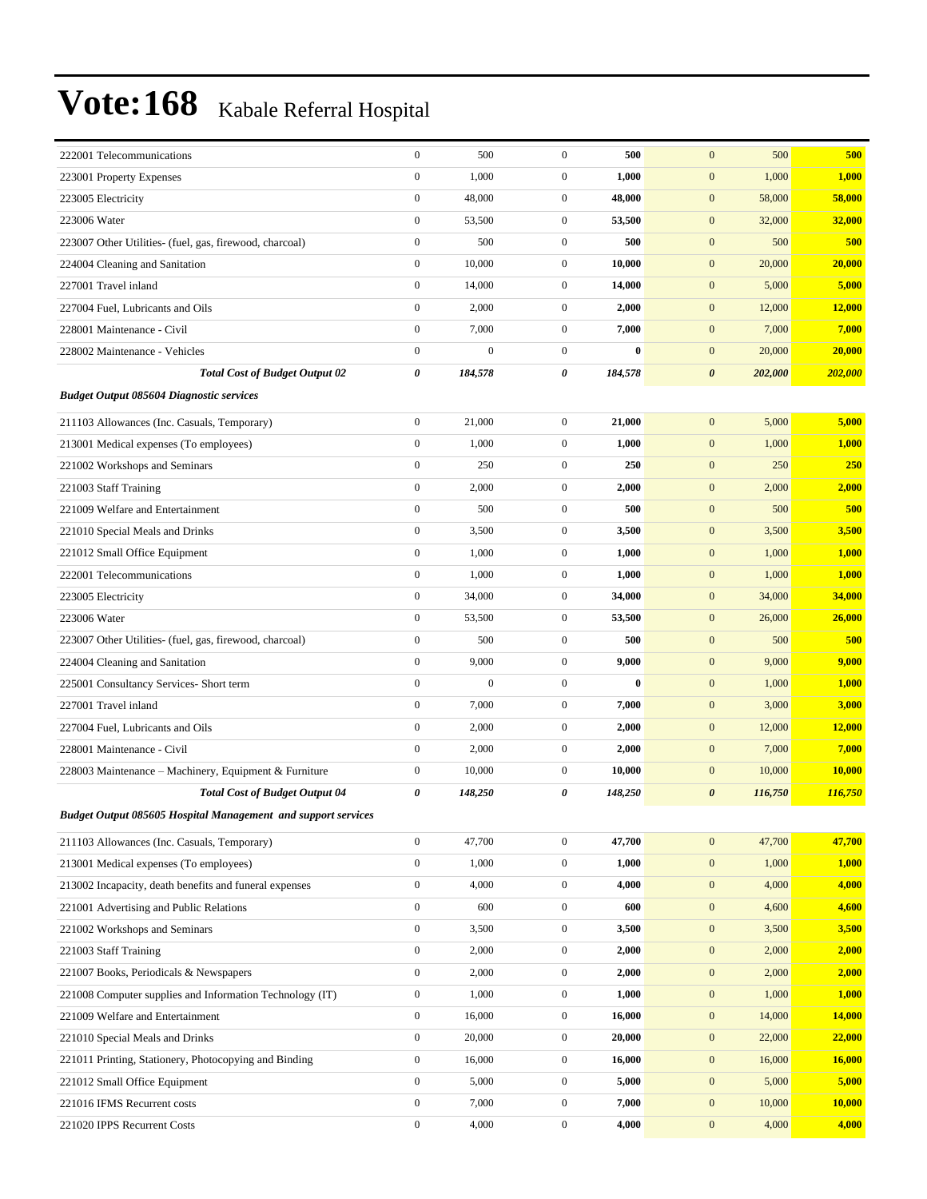# Vote:168 Kabale Referral Hospital

| | | | | | | | |
|---|---|---|---|---|---|---|---|
| 222001 Telecommunications | 0 | 500 | 0 | **500** | 0 | 500 | **500** |
| 223001 Property Expenses | 0 | 1,000 | 0 | **1,000** | 0 | 1,000 | **1,000** |
| 223005 Electricity | 0 | 48,000 | 0 | **48,000** | 0 | 58,000 | **58,000** |
| 223006 Water | 0 | 53,500 | 0 | **53,500** | 0 | 32,000 | **32,000** |
| 223007 Other Utilities- (fuel, gas, firewood, charcoal) | 0 | 500 | 0 | **500** | 0 | 500 | **500** |
| 224004 Cleaning and Sanitation | 0 | 10,000 | 0 | **10,000** | 0 | 20,000 | **20,000** |
| 227001 Travel inland | 0 | 14,000 | 0 | **14,000** | 0 | 5,000 | **5,000** |
| 227004 Fuel, Lubricants and Oils | 0 | 2,000 | 0 | **2,000** | 0 | 12,000 | **12,000** |
| 228001 Maintenance - Civil | 0 | 7,000 | 0 | **7,000** | 0 | 7,000 | **7,000** |
| 228002 Maintenance - Vehicles | 0 | 0 | 0 | **0** | 0 | 20,000 | **20,000** |
| ***Total Cost of Budget Output 02*** | ***0*** | ***184,578*** | ***0*** | ***184,578*** | ***0*** | ***202,000*** | ***202,000*** |
| ***Budget Output 085604 Diagnostic services*** | | | | | | | |
| 211103 Allowances (Inc. Casuals, Temporary) | 0 | 21,000 | 0 | **21,000** | 0 | 5,000 | **5,000** |
| 213001 Medical expenses (To employees) | 0 | 1,000 | 0 | **1,000** | 0 | 1,000 | **1,000** |
| 221002 Workshops and Seminars | 0 | 250 | 0 | **250** | 0 | 250 | **250** |
| 221003 Staff Training | 0 | 2,000 | 0 | **2,000** | 0 | 2,000 | **2,000** |
| 221009 Welfare and Entertainment | 0 | 500 | 0 | **500** | 0 | 500 | **500** |
| 221010 Special Meals and Drinks | 0 | 3,500 | 0 | **3,500** | 0 | 3,500 | **3,500** |
| 221012 Small Office Equipment | 0 | 1,000 | 0 | **1,000** | 0 | 1,000 | **1,000** |
| 222001 Telecommunications | 0 | 1,000 | 0 | **1,000** | 0 | 1,000 | **1,000** |
| 223005 Electricity | 0 | 34,000 | 0 | **34,000** | 0 | 34,000 | **34,000** |
| 223006 Water | 0 | 53,500 | 0 | **53,500** | 0 | 26,000 | **26,000** |
| 223007 Other Utilities- (fuel, gas, firewood, charcoal) | 0 | 500 | 0 | **500** | 0 | 500 | **500** |
| 224004 Cleaning and Sanitation | 0 | 9,000 | 0 | **9,000** | 0 | 9,000 | **9,000** |
| 225001 Consultancy Services- Short term | 0 | 0 | 0 | **0** | 0 | 1,000 | **1,000** |
| 227001 Travel inland | 0 | 7,000 | 0 | **7,000** | 0 | 3,000 | **3,000** |
| 227004 Fuel, Lubricants and Oils | 0 | 2,000 | 0 | **2,000** | 0 | 12,000 | **12,000** |
| 228001 Maintenance - Civil | 0 | 2,000 | 0 | **2,000** | 0 | 7,000 | **7,000** |
| 228003 Maintenance – Machinery, Equipment & Furniture | 0 | 10,000 | 0 | **10,000** | 0 | 10,000 | **10,000** |
| ***Total Cost of Budget Output 04*** | ***0*** | ***148,250*** | ***0*** | ***148,250*** | ***0*** | ***116,750*** | ***116,750*** |
| ***Budget Output 085605 Hospital Management and support services*** | | | | | | | |
| 211103 Allowances (Inc. Casuals, Temporary) | 0 | 47,700 | 0 | **47,700** | 0 | 47,700 | **47,700** |
| 213001 Medical expenses (To employees) | 0 | 1,000 | 0 | **1,000** | 0 | 1,000 | **1,000** |
| 213002 Incapacity, death benefits and funeral expenses | 0 | 4,000 | 0 | **4,000** | 0 | 4,000 | **4,000** |
| 221001 Advertising and Public Relations | 0 | 600 | 0 | **600** | 0 | 4,600 | **4,600** |
| 221002 Workshops and Seminars | 0 | 3,500 | 0 | **3,500** | 0 | 3,500 | **3,500** |
| 221003 Staff Training | 0 | 2,000 | 0 | **2,000** | 0 | 2,000 | **2,000** |
| 221007 Books, Periodicals & Newspapers | 0 | 2,000 | 0 | **2,000** | 0 | 2,000 | **2,000** |
| 221008 Computer supplies and Information Technology (IT) | 0 | 1,000 | 0 | **1,000** | 0 | 1,000 | **1,000** |
| 221009 Welfare and Entertainment | 0 | 16,000 | 0 | **16,000** | 0 | 14,000 | **14,000** |
| 221010 Special Meals and Drinks | 0 | 20,000 | 0 | **20,000** | 0 | 22,000 | **22,000** |
| 221011 Printing, Stationery, Photocopying and Binding | 0 | 16,000 | 0 | **16,000** | 0 | 16,000 | **16,000** |
| 221012 Small Office Equipment | 0 | 5,000 | 0 | **5,000** | 0 | 5,000 | **5,000** |
| 221016 IFMS Recurrent costs | 0 | 7,000 | 0 | **7,000** | 0 | 10,000 | **10,000** |
| 221020 IPPS Recurrent Costs | 0 | 4,000 | 0 | **4,000** | 0 | 4,000 | **4,000** |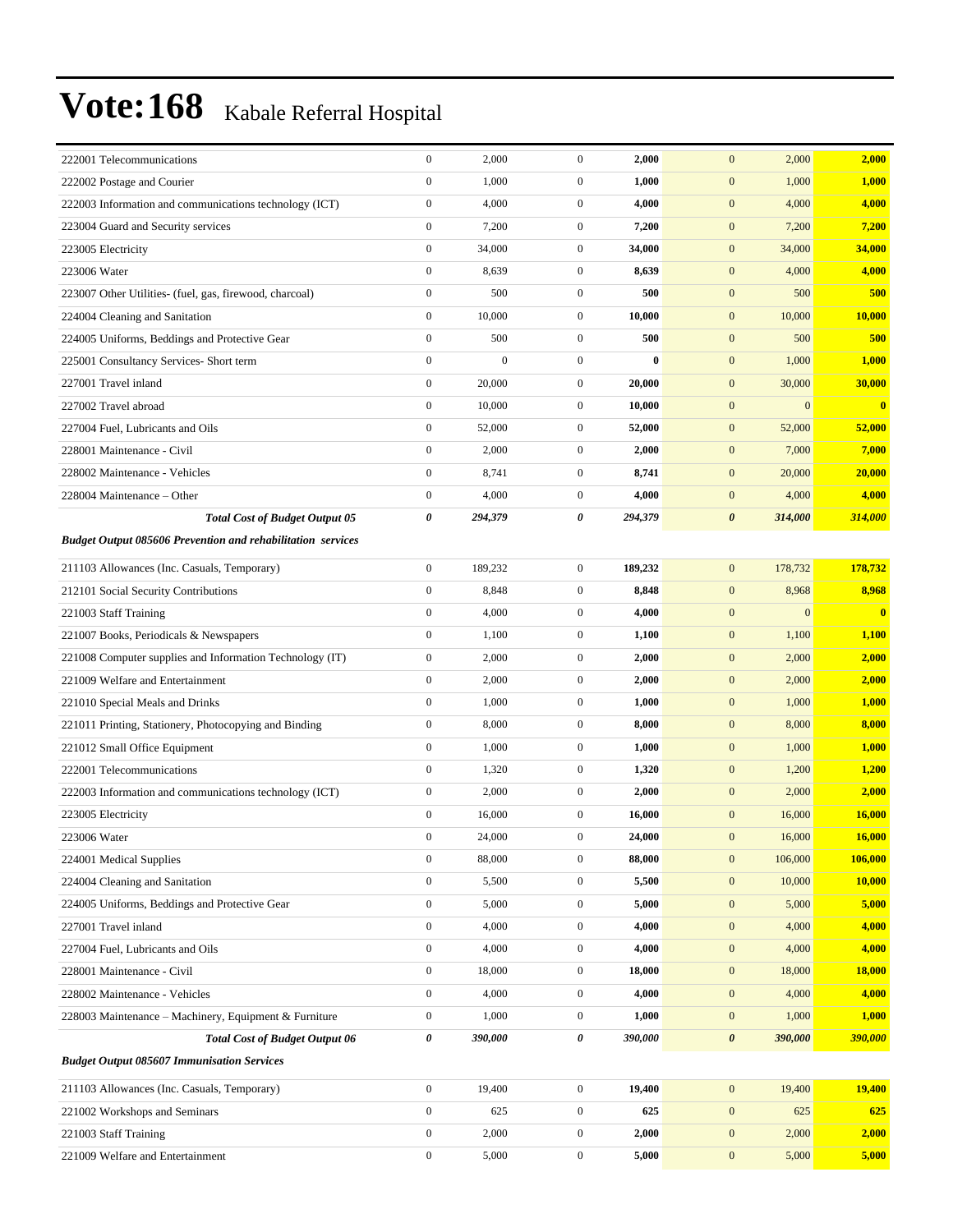# Vote:168 Kabale Referral Hospital

| | | | | | | | |
|---|---|---|---|---|---|---|---|
| 222001 Telecommunications | 0 | 2,000 | 0 | **2,000** | 0 | 2,000 | **2,000** |
| 222002 Postage and Courier | 0 | 1,000 | 0 | **1,000** | 0 | 1,000 | **1,000** |
| 222003 Information and communications technology (ICT) | 0 | 4,000 | 0 | **4,000** | 0 | 4,000 | **4,000** |
| 223004 Guard and Security services | 0 | 7,200 | 0 | **7,200** | 0 | 7,200 | **7,200** |
| 223005 Electricity | 0 | 34,000 | 0 | **34,000** | 0 | 34,000 | **34,000** |
| 223006 Water | 0 | 8,639 | 0 | **8,639** | 0 | 4,000 | **4,000** |
| 223007 Other Utilities- (fuel, gas, firewood, charcoal) | 0 | 500 | 0 | **500** | 0 | 500 | **500** |
| 224004 Cleaning and Sanitation | 0 | 10,000 | 0 | **10,000** | 0 | 10,000 | **10,000** |
| 224005 Uniforms, Beddings and Protective Gear | 0 | 500 | 0 | **500** | 0 | 500 | **500** |
| 225001 Consultancy Services- Short term | 0 | 0 | 0 | **0** | 0 | 1,000 | **1,000** |
| 227001 Travel inland | 0 | 20,000 | 0 | **20,000** | 0 | 30,000 | **30,000** |
| 227002 Travel abroad | 0 | 10,000 | 0 | **10,000** | 0 | 0 | **0** |
| 227004 Fuel, Lubricants and Oils | 0 | 52,000 | 0 | **52,000** | 0 | 52,000 | **52,000** |
| 228001 Maintenance - Civil | 0 | 2,000 | 0 | **2,000** | 0 | 7,000 | **7,000** |
| 228002 Maintenance - Vehicles | 0 | 8,741 | 0 | **8,741** | 0 | 20,000 | **20,000** |
| 228004 Maintenance – Other | 0 | 4,000 | 0 | **4,000** | 0 | 4,000 | **4,000** |
| ***Total Cost of Budget Output 05*** | ***0*** | ***294,379*** | ***0*** | ***294,379*** | ***0*** | ***314,000*** | ***314,000*** |
| ***Budget Output 085606 Prevention and rehabilitation services*** | | | | | | | |
| 211103 Allowances (Inc. Casuals, Temporary) | 0 | 189,232 | 0 | **189,232** | 0 | 178,732 | **178,732** |
| 212101 Social Security Contributions | 0 | 8,848 | 0 | **8,848** | 0 | 8,968 | **8,968** |
| 221003 Staff Training | 0 | 4,000 | 0 | **4,000** | 0 | 0 | **0** |
| 221007 Books, Periodicals & Newspapers | 0 | 1,100 | 0 | **1,100** | 0 | 1,100 | **1,100** |
| 221008 Computer supplies and Information Technology (IT) | 0 | 2,000 | 0 | **2,000** | 0 | 2,000 | **2,000** |
| 221009 Welfare and Entertainment | 0 | 2,000 | 0 | **2,000** | 0 | 2,000 | **2,000** |
| 221010 Special Meals and Drinks | 0 | 1,000 | 0 | **1,000** | 0 | 1,000 | **1,000** |
| 221011 Printing, Stationery, Photocopying and Binding | 0 | 8,000 | 0 | **8,000** | 0 | 8,000 | **8,000** |
| 221012 Small Office Equipment | 0 | 1,000 | 0 | **1,000** | 0 | 1,000 | **1,000** |
| 222001 Telecommunications | 0 | 1,320 | 0 | **1,320** | 0 | 1,200 | **1,200** |
| 222003 Information and communications technology (ICT) | 0 | 2,000 | 0 | **2,000** | 0 | 2,000 | **2,000** |
| 223005 Electricity | 0 | 16,000 | 0 | **16,000** | 0 | 16,000 | **16,000** |
| 223006 Water | 0 | 24,000 | 0 | **24,000** | 0 | 16,000 | **16,000** |
| 224001 Medical Supplies | 0 | 88,000 | 0 | **88,000** | 0 | 106,000 | **106,000** |
| 224004 Cleaning and Sanitation | 0 | 5,500 | 0 | **5,500** | 0 | 10,000 | **10,000** |
| 224005 Uniforms, Beddings and Protective Gear | 0 | 5,000 | 0 | **5,000** | 0 | 5,000 | **5,000** |
| 227001 Travel inland | 0 | 4,000 | 0 | **4,000** | 0 | 4,000 | **4,000** |
| 227004 Fuel, Lubricants and Oils | 0 | 4,000 | 0 | **4,000** | 0 | 4,000 | **4,000** |
| 228001 Maintenance - Civil | 0 | 18,000 | 0 | **18,000** | 0 | 18,000 | **18,000** |
| 228002 Maintenance - Vehicles | 0 | 4,000 | 0 | **4,000** | 0 | 4,000 | **4,000** |
| 228003 Maintenance – Machinery, Equipment & Furniture | 0 | 1,000 | 0 | **1,000** | 0 | 1,000 | **1,000** |
| ***Total Cost of Budget Output 06*** | ***0*** | ***390,000*** | ***0*** | ***390,000*** | ***0*** | ***390,000*** | ***390,000*** |
| ***Budget Output 085607 Immunisation Services*** | | | | | | | |
| 211103 Allowances (Inc. Casuals, Temporary) | 0 | 19,400 | 0 | **19,400** | 0 | 19,400 | **19,400** |
| 221002 Workshops and Seminars | 0 | 625 | 0 | **625** | 0 | 625 | **625** |
| 221003 Staff Training | 0 | 2,000 | 0 | **2,000** | 0 | 2,000 | **2,000** |
| 221009 Welfare and Entertainment | 0 | 5,000 | 0 | **5,000** | 0 | 5,000 | **5,000** |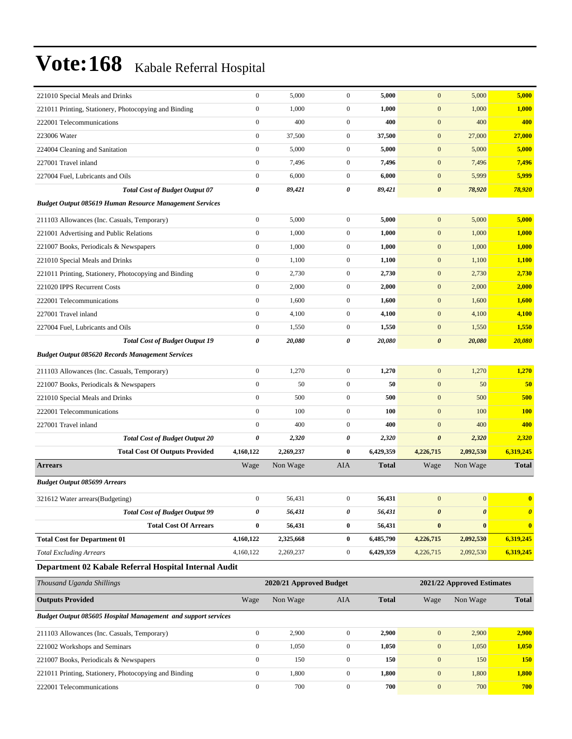| | | | | | | | |
|---|---|---|---|---|---|---|---|
| 221010 Special Meals and Drinks | 0 | 5,000 | 0 | **5,000** | 0 | 5,000 | **5,000** |
| 221011 Printing, Stationery, Photocopying and Binding | 0 | 1,000 | 0 | **1,000** | 0 | 1,000 | **1,000** |
| 222001 Telecommunications | 0 | 400 | 0 | **400** | 0 | 400 | **400** |
| 223006 Water | 0 | 37,500 | 0 | **37,500** | 0 | 27,000 | **27,000** |
| 224004 Cleaning and Sanitation | 0 | 5,000 | 0 | **5,000** | 0 | 5,000 | **5,000** |
| 227001 Travel inland | 0 | 7,496 | 0 | **7,496** | 0 | 7,496 | **7,496** |
| 227004 Fuel, Lubricants and Oils | 0 | 6,000 | 0 | **6,000** | 0 | 5,999 | **5,999** |
| ***Total Cost of Budget Output 07*** | ***0*** | ***89,421*** | ***0*** | ***89,421*** | ***0*** | ***78,920*** | ***78,920*** |
| ***Budget Output 085619 Human Resource Management Services*** | | | | | | | |
| 211103 Allowances (Inc. Casuals, Temporary) | 0 | 5,000 | 0 | **5,000** | 0 | 5,000 | **5,000** |
| 221001 Advertising and Public Relations | 0 | 1,000 | 0 | **1,000** | 0 | 1,000 | **1,000** |
| 221007 Books, Periodicals & Newspapers | 0 | 1,000 | 0 | **1,000** | 0 | 1,000 | **1,000** |
| 221010 Special Meals and Drinks | 0 | 1,100 | 0 | **1,100** | 0 | 1,100 | **1,100** |
| 221011 Printing, Stationery, Photocopying and Binding | 0 | 2,730 | 0 | **2,730** | 0 | 2,730 | **2,730** |
| 221020 IPPS Recurrent Costs | 0 | 2,000 | 0 | **2,000** | 0 | 2,000 | **2,000** |
| 222001 Telecommunications | 0 | 1,600 | 0 | **1,600** | 0 | 1,600 | **1,600** |
| 227001 Travel inland | 0 | 4,100 | 0 | **4,100** | 0 | 4,100 | **4,100** |
| 227004 Fuel, Lubricants and Oils | 0 | 1,550 | 0 | **1,550** | 0 | 1,550 | **1,550** |
| ***Total Cost of Budget Output 19*** | ***0*** | ***20,080*** | ***0*** | ***20,080*** | ***0*** | ***20,080*** | ***20,080*** |
| ***Budget Output 085620 Records Management Services*** | | | | | | | |
| 211103 Allowances (Inc. Casuals, Temporary) | 0 | 1,270 | 0 | **1,270** | 0 | 1,270 | **1,270** |
| 221007 Books, Periodicals & Newspapers | 0 | 50 | 0 | **50** | 0 | 50 | **50** |
| 221010 Special Meals and Drinks | 0 | 500 | 0 | **500** | 0 | 500 | **500** |
| 222001 Telecommunications | 0 | 100 | 0 | **100** | 0 | 100 | **100** |
| 227001 Travel inland | 0 | 400 | 0 | **400** | 0 | 400 | **400** |
| ***Total Cost of Budget Output 20*** | ***0*** | ***2,320*** | ***0*** | ***2,320*** | ***0*** | ***2,320*** | ***2,320*** |
| **Total Cost Of Outputs Provided** | **4,160,122** | **2,269,237** | **0** | **6,429,359** | **4,226,715** | **2,092,530** | **6,319,245** |
| **Arrears** | Wage | Non Wage | AIA | **Total** | Wage | Non Wage | **Total** |
| ***Budget Output 085699 Arrears*** | | | | | | | |
| 321612 Water arrears(Budgeting) | 0 | 56,431 | 0 | **56,431** | 0 | 0 | **0** |
| ***Total Cost of Budget Output 99*** | ***0*** | ***56,431*** | ***0*** | ***56,431*** | ***0*** | ***0*** | ***0*** |
| **Total Cost Of Arrears** | **0** | **56,431** | **0** | **56,431** | **0** | **0** | **0** |
| **Total Cost for Department 01** | **4,160,122** | **2,325,668** | **0** | **6,485,790** | **4,226,715** | **2,092,530** | **6,319,245** |
| *Total Excluding Arrears* | 4,160,122 | 2,269,237 | 0 | **6,429,359** | 4,226,715 | 2,092,530 | **6,319,245** |

### Department 02 Kabale Referral Hospital Internal Audit

| *Thousand Uganda Shillings* | 2020/21 Approved Budget | | | | 2021/22 Approved Estimates | | |
|---|---|---|---|---|---|---|---|
| **Outputs Provided** | Wage | Non Wage | AIA | **Total** | Wage | Non Wage | **Total** |
| ***Budget Output 085605 Hospital Management and support services*** | | | | | | | |
| 211103 Allowances (Inc. Casuals, Temporary) | 0 | 2,900 | 0 | **2,900** | 0 | 2,900 | **2,900** |
| 221002 Workshops and Seminars | 0 | 1,050 | 0 | **1,050** | 0 | 1,050 | **1,050** |
| 221007 Books, Periodicals & Newspapers | 0 | 150 | 0 | **150** | 0 | 150 | **150** |
| 221011 Printing, Stationery, Photocopying and Binding | 0 | 1,800 | 0 | **1,800** | 0 | 1,800 | **1,800** |
| 222001 Telecommunications | 0 | 700 | 0 | **700** | 0 | 700 | **700** |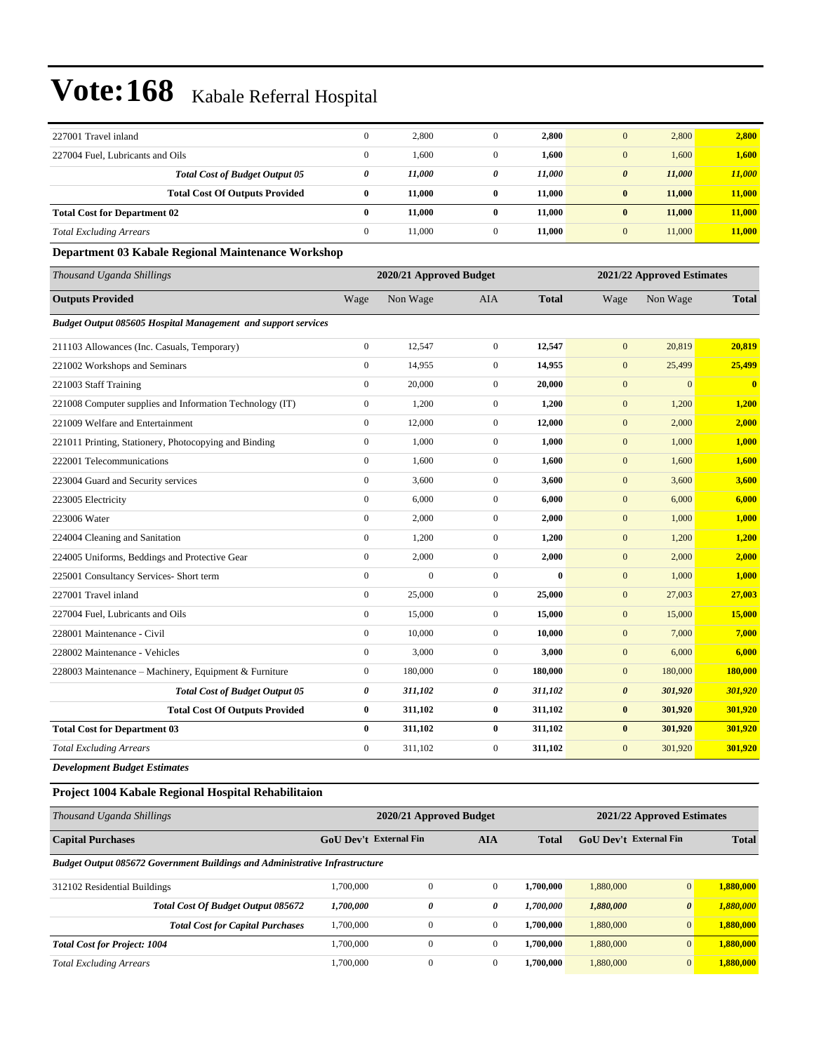# Vote:168 Kabale Referral Hospital

| | | | | | | | |
|---|---|---|---|---|---|---|---|
| 227001 Travel inland | 0 | 2,800 | 0 | **2,800** | 0 | 2,800 | **2,800** |
| 227004 Fuel, Lubricants and Oils | 0 | 1,600 | 0 | **1,600** | 0 | 1,600 | **1,600** |
| ***Total Cost of Budget Output 05*** | ***0*** | ***11,000*** | ***0*** | ***11,000*** | ***0*** | ***11,000*** | ***11,000*** |
| **Total Cost Of Outputs Provided** | **0** | **11,000** | **0** | **11,000** | **0** | **11,000** | **11,000** |
| **Total Cost for Department 02** | **0** | **11,000** | **0** | **11,000** | **0** | **11,000** | **11,000** |
| *Total Excluding Arrears* | 0 | 11,000 | 0 | **11,000** | 0 | 11,000 | **11,000** |

### Department 03 Kabale Regional Maintenance Workshop

| *Thousand Uganda Shillings* | 2020/21 Approved Budget | | | | 2021/22 Approved Estimates | | |
|---|---|---|---|---|---|---|---|
| **Outputs Provided** | Wage | Non Wage | AIA | **Total** | Wage | Non Wage | **Total** |
| ***Budget Output 085605 Hospital Management and support services*** | | | | | | | |
| 211103 Allowances (Inc. Casuals, Temporary) | 0 | 12,547 | 0 | **12,547** | 0 | 20,819 | **20,819** |
| 221002 Workshops and Seminars | 0 | 14,955 | 0 | **14,955** | 0 | 25,499 | **25,499** |
| 221003 Staff Training | 0 | 20,000 | 0 | **20,000** | 0 | 0 | **0** |
| 221008 Computer supplies and Information Technology (IT) | 0 | 1,200 | 0 | **1,200** | 0 | 1,200 | **1,200** |
| 221009 Welfare and Entertainment | 0 | 12,000 | 0 | **12,000** | 0 | 2,000 | **2,000** |
| 221011 Printing, Stationery, Photocopying and Binding | 0 | 1,000 | 0 | **1,000** | 0 | 1,000 | **1,000** |
| 222001 Telecommunications | 0 | 1,600 | 0 | **1,600** | 0 | 1,600 | **1,600** |
| 223004 Guard and Security services | 0 | 3,600 | 0 | **3,600** | 0 | 3,600 | **3,600** |
| 223005 Electricity | 0 | 6,000 | 0 | **6,000** | 0 | 6,000 | **6,000** |
| 223006 Water | 0 | 2,000 | 0 | **2,000** | 0 | 1,000 | **1,000** |
| 224004 Cleaning and Sanitation | 0 | 1,200 | 0 | **1,200** | 0 | 1,200 | **1,200** |
| 224005 Uniforms, Beddings and Protective Gear | 0 | 2,000 | 0 | **2,000** | 0 | 2,000 | **2,000** |
| 225001 Consultancy Services- Short term | 0 | 0 | 0 | **0** | 0 | 1,000 | **1,000** |
| 227001 Travel inland | 0 | 25,000 | 0 | **25,000** | 0 | 27,003 | **27,003** |
| 227004 Fuel, Lubricants and Oils | 0 | 15,000 | 0 | **15,000** | 0 | 15,000 | **15,000** |
| 228001 Maintenance - Civil | 0 | 10,000 | 0 | **10,000** | 0 | 7,000 | **7,000** |
| 228002 Maintenance - Vehicles | 0 | 3,000 | 0 | **3,000** | 0 | 6,000 | **6,000** |
| 228003 Maintenance – Machinery, Equipment & Furniture | 0 | 180,000 | 0 | **180,000** | 0 | 180,000 | **180,000** |
| ***Total Cost of Budget Output 05*** | ***0*** | ***311,102*** | ***0*** | ***311,102*** | ***0*** | ***301,920*** | ***301,920*** |
| **Total Cost Of Outputs Provided** | **0** | **311,102** | **0** | **311,102** | **0** | **301,920** | **301,920** |
| **Total Cost for Department 03** | **0** | **311,102** | **0** | **311,102** | **0** | **301,920** | **301,920** |
| *Total Excluding Arrears* | 0 | 311,102 | 0 | **311,102** | 0 | 301,920 | **301,920** |

***Development Budget Estimates***

### Project 1004 Kabale Regional Hospital Rehabilitaion

| *Thousand Uganda Shillings* | 2020/21 Approved Budget | | | | 2021/22 Approved Estimates | | |
|---|---|---|---|---|---|---|---|
| **Capital Purchases** | **GoU Dev't** | **External Fin** | **AIA** | **Total** | **GoU Dev't** | **External Fin** | **Total** |
| ***Budget Output 085672 Government Buildings and Administrative Infrastructure*** | | | | | | | |
| 312102 Residential Buildings | 1,700,000 | 0 | 0 | **1,700,000** | 1,880,000 | 0 | **1,880,000** |
| ***Total Cost Of Budget Output 085672*** | ***1,700,000*** | ***0*** | ***0*** | ***1,700,000*** | ***1,880,000*** | ***0*** | ***1,880,000*** |
| ***Total Cost for Capital Purchases*** | 1,700,000 | 0 | 0 | **1,700,000** | 1,880,000 | 0 | **1,880,000** |
| ***Total Cost for Project: 1004*** | 1,700,000 | 0 | 0 | **1,700,000** | 1,880,000 | 0 | **1,880,000** |
| *Total Excluding Arrears* | 1,700,000 | 0 | 0 | **1,700,000** | 1,880,000 | 0 | **1,880,000** |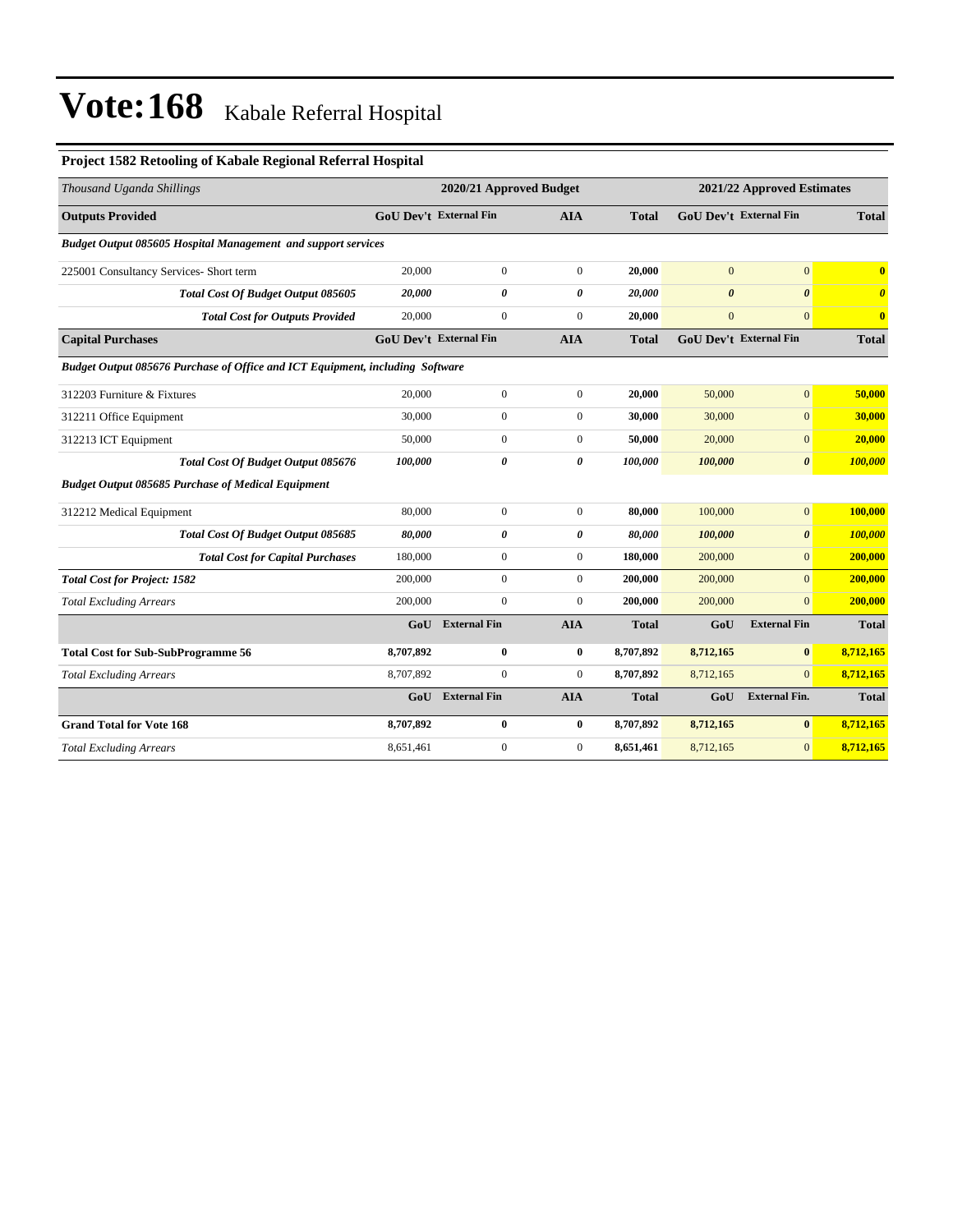# Vote:168 Kabale Referral Hospital

**Project 1582 Retooling of Kabale Regional Referral Hospital**

| *Thousand Uganda Shillings* | 2020/21 Approved Budget | | | | 2021/22 Approved Estimates | | |
|---|---|---|---|---|---|---|---|
| **Outputs Provided** | **GoU Dev't** | **External Fin** | **AIA** | **Total** | **GoU Dev't** | **External Fin** | **Total** |
| ***Budget Output 085605 Hospital Management and support services*** | | | | | | | |
| 225001 Consultancy Services- Short term | 20,000 | 0 | 0 | **20,000** | 0 | 0 | **0** |
| ***Total Cost Of Budget Output 085605*** | ***20,000*** | ***0*** | ***0*** | ***20,000*** | ***0*** | ***0*** | ***0*** |
| ***Total Cost for Outputs Provided*** | 20,000 | 0 | 0 | **20,000** | 0 | 0 | **0** |
| **Capital Purchases** | **GoU Dev't** | **External Fin** | **AIA** | **Total** | **GoU Dev't** | **External Fin** | **Total** |
| ***Budget Output 085676 Purchase of Office and ICT Equipment, including Software*** | | | | | | | |
| 312203 Furniture & Fixtures | 20,000 | 0 | 0 | **20,000** | 50,000 | 0 | **50,000** |
| 312211 Office Equipment | 30,000 | 0 | 0 | **30,000** | 30,000 | 0 | **30,000** |
| 312213 ICT Equipment | 50,000 | 0 | 0 | **50,000** | 20,000 | 0 | **20,000** |
| ***Total Cost Of Budget Output 085676*** | ***100,000*** | ***0*** | ***0*** | ***100,000*** | ***100,000*** | ***0*** | ***100,000*** |
| ***Budget Output 085685 Purchase of Medical Equipment*** | | | | | | | |
| 312212 Medical Equipment | 80,000 | 0 | 0 | **80,000** | 100,000 | 0 | **100,000** |
| ***Total Cost Of Budget Output 085685*** | ***80,000*** | ***0*** | ***0*** | ***80,000*** | ***100,000*** | ***0*** | ***100,000*** |
| ***Total Cost for Capital Purchases*** | 180,000 | 0 | 0 | **180,000** | 200,000 | 0 | **200,000** |
| ***Total Cost for Project: 1582*** | 200,000 | 0 | 0 | **200,000** | 200,000 | 0 | **200,000** |
| *Total Excluding Arrears* | 200,000 | 0 | 0 | **200,000** | 200,000 | 0 | **200,000** |
| | **GoU** | **External Fin** | **AIA** | **Total** | **GoU** | **External Fin** | **Total** |
| **Total Cost for Sub-SubProgramme 56** | **8,707,892** | **0** | **0** | **8,707,892** | **8,712,165** | **0** | **8,712,165** |
| *Total Excluding Arrears* | 8,707,892 | 0 | 0 | **8,707,892** | 8,712,165 | 0 | **8,712,165** |
| | **GoU** | **External Fin** | **AIA** | **Total** | **GoU** | **External Fin.** | **Total** |
| **Grand Total for Vote 168** | **8,707,892** | **0** | **0** | **8,707,892** | **8,712,165** | **0** | **8,712,165** |
| *Total Excluding Arrears* | 8,651,461 | 0 | 0 | **8,651,461** | 8,712,165 | 0 | **8,712,165** |